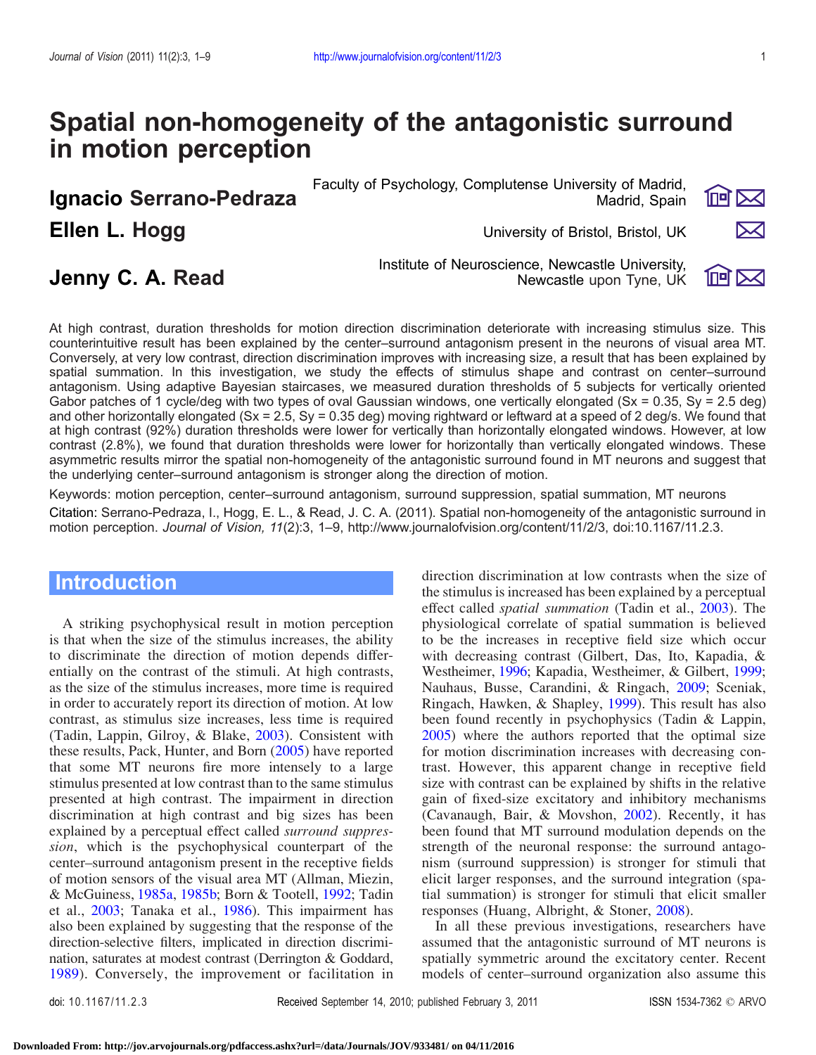# Spatial non-homogeneity of the antagonistic surround in motion perception

**Ignacio Serrano-Pedraza** — Faculty of Psychology, Complutense University of Madrid, Madrid, Spain

**Ellen L. Hogg** — University of Bristol, Bristol, UK

**Jenny C. A. Read** — Institute of Neuroscience, Newcastle University, Newcastle upon Tyne, UK

At high contrast, duration thresholds for motion direction discrimination deteriorate with increasing stimulus size. This counterintuitive result has been explained by the center–surround antagonism present in the neurons of visual area MT. Conversely, at very low contrast, direction discrimination improves with increasing size, a result that has been explained by spatial summation. In this investigation, we study the effects of stimulus shape and contrast on center–surround antagonism. Using adaptive Bayesian staircases, we measured duration thresholds of 5 subjects for vertically oriented Gabor patches of 1 cycle/deg with two types of oval Gaussian windows, one vertically elongated (Sx = 0.35, Sy = 2.5 deg) and other horizontally elongated (Sx = 2.5, Sy = 0.35 deg) moving rightward or leftward at a speed of 2 deg/s. We found that at high contrast (92%) duration thresholds were lower for vertically than horizontally elongated windows. However, at low contrast (2.8%), we found that duration thresholds were lower for horizontally than vertically elongated windows. These asymmetric results mirror the spatial non-homogeneity of the antagonistic surround found in MT neurons and suggest that the underlying center–surround antagonism is stronger along the direction of motion.

Keywords: motion perception, center–surround antagonism, surround suppression, spatial summation, MT neurons

Citation: Serrano-Pedraza, I., Hogg, E. L., & Read, J. C. A. (2011). Spatial non-homogeneity of the antagonistic surround in motion perception. *Journal of Vision, 11*(2):3, 1–9, http://www.journalofvision.org/content/11/2/3, doi:10.1167/11.2.3.

## Introduction

A striking psychophysical result in motion perception is that when the size of the stimulus increases, the ability to discriminate the direction of motion depends differentially on the contrast of the stimuli. At high contrasts, as the size of the stimulus increases, more time is required in order to accurately report its direction of motion. At low contrast, as stimulus size increases, less time is required (Tadin, Lappin, Gilroy, & Blake, 2003). Consistent with these results, Pack, Hunter, and Born (2005) have reported that some MT neurons fire more intensely to a large stimulus presented at low contrast than to the same stimulus presented at high contrast. The impairment in direction discrimination at high contrast and big sizes has been explained by a perceptual effect called *surround suppression*, which is the psychophysical counterpart of the center–surround antagonism present in the receptive fields of motion sensors of the visual area MT (Allman, Miezin, & McGuiness, 1985a, 1985b; Born & Tootell, 1992; Tadin et al., 2003; Tanaka et al., 1986). This impairment has also been explained by suggesting that the response of the direction-selective filters, implicated in direction discrimination, saturates at modest contrast (Derrington & Goddard, 1989). Conversely, the improvement or facilitation in direction discrimination at low contrasts when the size of the stimulus is increased has been explained by a perceptual effect called *spatial summation* (Tadin et al., 2003). The physiological correlate of spatial summation is believed to be the increases in receptive field size which occur with decreasing contrast (Gilbert, Das, Ito, Kapadia, & Westheimer, 1996; Kapadia, Westheimer, & Gilbert, 1999; Nauhaus, Busse, Carandini, & Ringach, 2009; Sceniak, Ringach, Hawken, & Shapley, 1999). This result has also been found recently in psychophysics (Tadin & Lappin, 2005) where the authors reported that the optimal size for motion discrimination increases with decreasing contrast. However, this apparent change in receptive field size with contrast can be explained by shifts in the relative gain of fixed-size excitatory and inhibitory mechanisms (Cavanaugh, Bair, & Movshon, 2002). Recently, it has been found that MT surround modulation depends on the strength of the neuronal response: the surround antagonism (surround suppression) is stronger for stimuli that elicit larger responses, and the surround integration (spatial summation) is stronger for stimuli that elicit smaller responses (Huang, Albright, & Stoner, 2008).

In all these previous investigations, researchers have assumed that the antagonistic surround of MT neurons is spatially symmetric around the excitatory center. Recent models of center–surround organization also assume this

doi: 10.1167/11.2.3 Received September 14, 2010; published February 3, 2011 ISSN 1534-7362 © ARVO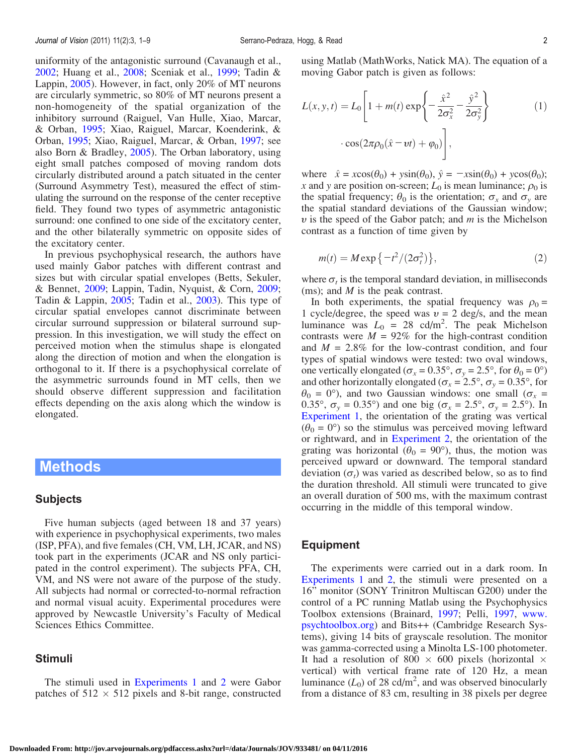uniformity of the antagonistic surround (Cavanaugh et al., 2002; Huang et al., 2008; Sceniak et al., 1999; Tadin & Lappin, 2005). However, in fact, only 20% of MT neurons are circularly symmetric, so 80% of MT neurons present a non-homogeneity of the spatial organization of the inhibitory surround (Raiguel, Van Hulle, Xiao, Marcar, & Orban, 1995; Xiao, Raiguel, Marcar, Koenderink, & Orban, 1995; Xiao, Raiguel, Marcar, & Orban, 1997; see also Born & Bradley, 2005). The Orban laboratory, using eight small patches composed of moving random dots circularly distributed around a patch situated in the center (Surround Asymmetry Test), measured the effect of stimulating the surround on the response of the center receptive field. They found two types of asymmetric antagonistic surround: one confined to one side of the excitatory center, and the other bilaterally symmetric on opposite sides of the excitatory center.

In previous psychophysical research, the authors have used mainly Gabor patches with different contrast and sizes but with circular spatial envelopes (Betts, Sekuler, & Bennet, 2009; Lappin, Tadin, Nyquist, & Corn, 2009; Tadin & Lappin, 2005; Tadin et al., 2003). This type of circular spatial envelopes cannot discriminate between circular surround suppression or bilateral surround suppression. In this investigation, we will study the effect on perceived motion when the stimulus shape is elongated along the direction of motion and when the elongation is orthogonal to it. If there is a psychophysical correlate of the asymmetric surrounds found in MT cells, then we should observe different suppression and facilitation effects depending on the axis along which the window is elongated.

# Methods

## Subjects

Five human subjects (aged between 18 and 37 years) with experience in psychophysical experiments, two males (ISP, PFA), and five females (CH, VM, LH, JCAR, and NS) took part in the experiments (JCAR and NS only participated in the control experiment). The subjects PFA, CH, VM, and NS were not aware of the purpose of the study. All subjects had normal or corrected-to-normal refraction and normal visual acuity. Experimental procedures were approved by Newcastle University's Faculty of Medical Sciences Ethics Committee.

## Stimuli

The stimuli used in Experiments 1 and 2 were Gabor patches of 512 × 512 pixels and 8-bit range, constructed using Matlab (MathWorks, Natick MA). The equation of a moving Gabor patch is given as follows:

$$L(x, y, t) = L_0 \left[ 1 + m(t) \exp\left\{ -\frac{\hat{x}^2}{2\sigma_x^2} - \frac{\hat{y}^2}{2\sigma_y^2} \right\} \cdot \cos(2\pi\rho_0(\hat{x} - \upsilon t) + \varphi_0) \right], \tag{1}$$

where $\hat{x} = x\cos(\theta_0) + y\sin(\theta_0)$, $\hat{y} = -x\sin(\theta_0) + y\cos(\theta_0)$; $x$ and $y$ are position on-screen; $L_0$ is mean luminance; $\rho_0$ is the spatial frequency; $\theta_0$ is the orientation; $\sigma_x$ and $\sigma_y$ are the spatial standard deviations of the Gaussian window; $\upsilon$ is the speed of the Gabor patch; and $m$ is the Michelson contrast as a function of time given by

$$m(t) = M \exp\left\{ -t^2/(2\sigma_t^2) \right\}, \tag{2}$$

where $\sigma_t$ is the temporal standard deviation, in milliseconds (ms); and $M$ is the peak contrast.

In both experiments, the spatial frequency was $\rho_0 = 1$ cycle/degree, the speed was $\upsilon = 2$ deg/s, and the mean luminance was $L_0 = 28$ cd/m$^2$. The peak Michelson contrasts were $M = 92\%$ for the high-contrast condition and $M = 2.8\%$ for the low-contrast condition, and four types of spatial windows were tested: two oval windows, one vertically elongated ($\sigma_x = 0.35°$, $\sigma_y = 2.5°$, for $\theta_0 = 0°$) and other horizontally elongated ($\sigma_x = 2.5°$, $\sigma_y = 0.35°$, for $\theta_0 = 0°$), and two Gaussian windows: one small ($\sigma_x = 0.35°$, $\sigma_y = 0.35°$) and one big ($\sigma_x = 2.5°$, $\sigma_y = 2.5°$). In Experiment 1, the orientation of the grating was vertical ($\theta_0 = 0°$) so the stimulus was perceived moving leftward or rightward, and in Experiment 2, the orientation of the grating was horizontal ($\theta_0 = 90°$), thus, the motion was perceived upward or downward. The temporal standard deviation ($\sigma_t$) was varied as described below, so as to find the duration threshold. All stimuli were truncated to give an overall duration of 500 ms, with the maximum contrast occurring in the middle of this temporal window.

## Equipment

The experiments were carried out in a dark room. In Experiments 1 and 2, the stimuli were presented on a 16" monitor (SONY Trinitron Multiscan G200) under the control of a PC running Matlab using the Psychophysics Toolbox extensions (Brainard, 1997; Pelli, 1997, www.psychtoolbox.org) and Bits++ (Cambridge Research Systems), giving 14 bits of grayscale resolution. The monitor was gamma-corrected using a Minolta LS-100 photometer. It had a resolution of 800 × 600 pixels (horizontal × vertical) with vertical frame rate of 120 Hz, a mean luminance ($L_0$) of 28 cd/m$^2$, and was observed binocularly from a distance of 83 cm, resulting in 38 pixels per degree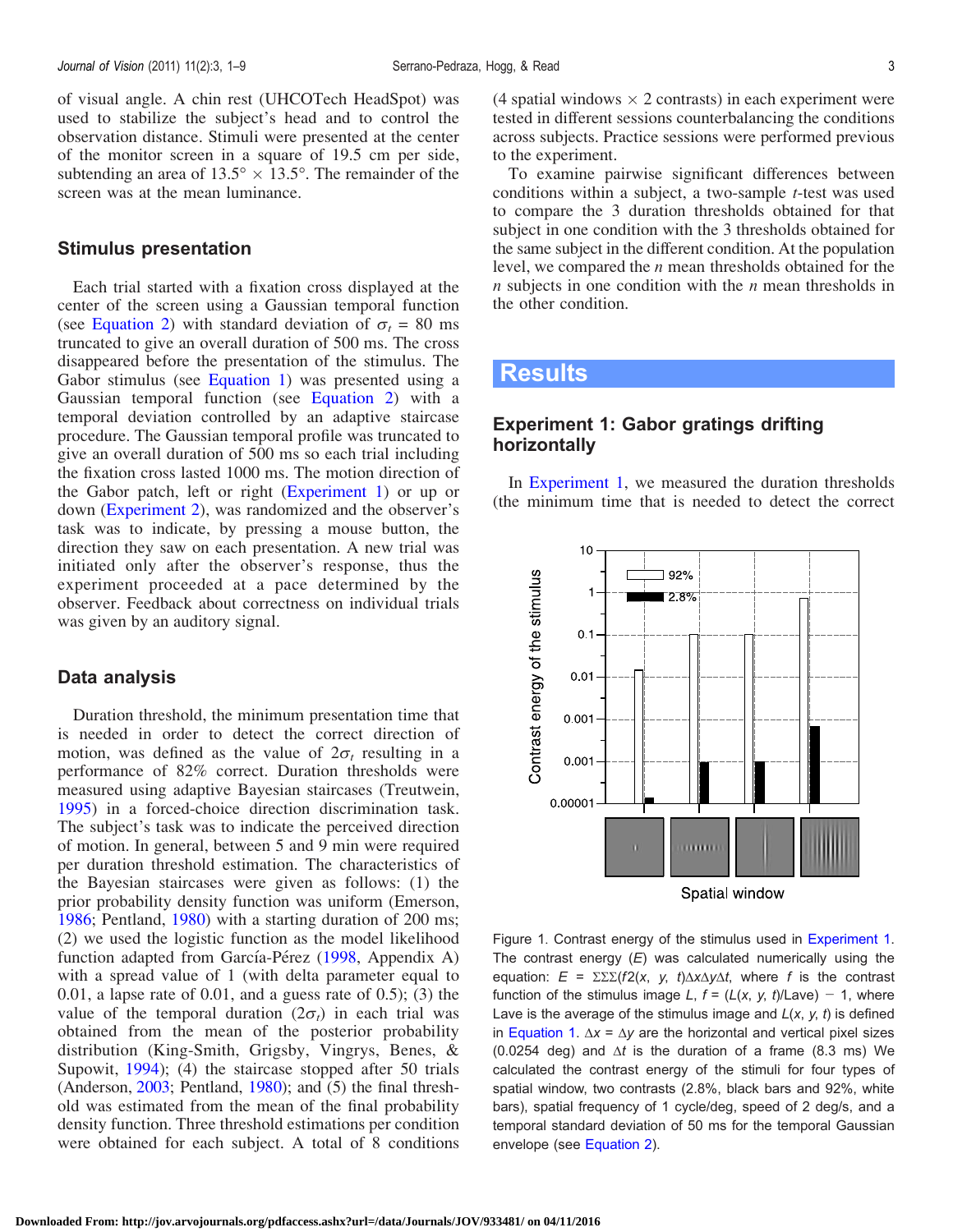of visual angle. A chin rest (UHCOTech HeadSpot) was used to stabilize the subject's head and to control the observation distance. Stimuli were presented at the center of the monitor screen in a square of 19.5 cm per side, subtending an area of 13.5° × 13.5°. The remainder of the screen was at the mean luminance.

### Stimulus presentation

Each trial started with a fixation cross displayed at the center of the screen using a Gaussian temporal function (see Equation 2) with standard deviation of $\sigma_t$ = 80 ms truncated to give an overall duration of 500 ms. The cross disappeared before the presentation of the stimulus. The Gabor stimulus (see Equation 1) was presented using a Gaussian temporal function (see Equation 2) with a temporal deviation controlled by an adaptive staircase procedure. The Gaussian temporal profile was truncated to give an overall duration of 500 ms so each trial including the fixation cross lasted 1000 ms. The motion direction of the Gabor patch, left or right (Experiment 1) or up or down (Experiment 2), was randomized and the observer's task was to indicate, by pressing a mouse button, the direction they saw on each presentation. A new trial was initiated only after the observer's response, thus the experiment proceeded at a pace determined by the observer. Feedback about correctness on individual trials was given by an auditory signal.

### Data analysis

Duration threshold, the minimum presentation time that is needed in order to detect the correct direction of motion, was defined as the value of $2\sigma_t$ resulting in a performance of 82% correct. Duration thresholds were measured using adaptive Bayesian staircases (Treutwein, 1995) in a forced-choice direction discrimination task. The subject's task was to indicate the perceived direction of motion. In general, between 5 and 9 min were required per duration threshold estimation. The characteristics of the Bayesian staircases were given as follows: (1) the prior probability density function was uniform (Emerson, 1986; Pentland, 1980) with a starting duration of 200 ms; (2) we used the logistic function as the model likelihood function adapted from García-Pérez (1998, Appendix A) with a spread value of 1 (with delta parameter equal to 0.01, a lapse rate of 0.01, and a guess rate of 0.5); (3) the value of the temporal duration ($2\sigma_t$) in each trial was obtained from the mean of the posterior probability distribution (King-Smith, Grigsby, Vingrys, Benes, & Supowit, 1994); (4) the staircase stopped after 50 trials (Anderson, 2003; Pentland, 1980); and (5) the final threshold was estimated from the mean of the final probability density function. Three threshold estimations per condition were obtained for each subject. A total of 8 conditions (4 spatial windows × 2 contrasts) in each experiment were tested in different sessions counterbalancing the conditions across subjects. Practice sessions were performed previous to the experiment.

To examine pairwise significant differences between conditions within a subject, a two-sample $t$-test was used to compare the 3 duration thresholds obtained for that subject in one condition with the 3 thresholds obtained for the same subject in the different condition. At the population level, we compared the $n$ mean thresholds obtained for the $n$ subjects in one condition with the $n$ mean thresholds in the other condition.

## Results

### Experiment 1: Gabor gratings drifting horizontally

In Experiment 1, we measured the duration thresholds (the minimum time that is needed to detect the correct

Figure 1. Contrast energy of the stimulus used in Experiment 1. The contrast energy ($E$) was calculated numerically using the equation: $E = \Sigma\Sigma\Sigma(f2(x, y, t)\Delta x \Delta y \Delta t$, where $f$ is the contrast function of the stimulus image $L$, $f = (L(x, y, t)/\text{Lave}) - 1$, where Lave is the average of the stimulus image and $L(x, y, t)$ is defined in Equation 1. $\Delta x = \Delta y$ are the horizontal and vertical pixel sizes (0.0254 deg) and $\Delta t$ is the duration of a frame (8.3 ms) We calculated the contrast energy of the stimuli for four types of spatial window, two contrasts (2.8%, black bars and 92%, white bars), spatial frequency of 1 cycle/deg, speed of 2 deg/s, and a temporal standard deviation of 50 ms for the temporal Gaussian envelope (see Equation 2).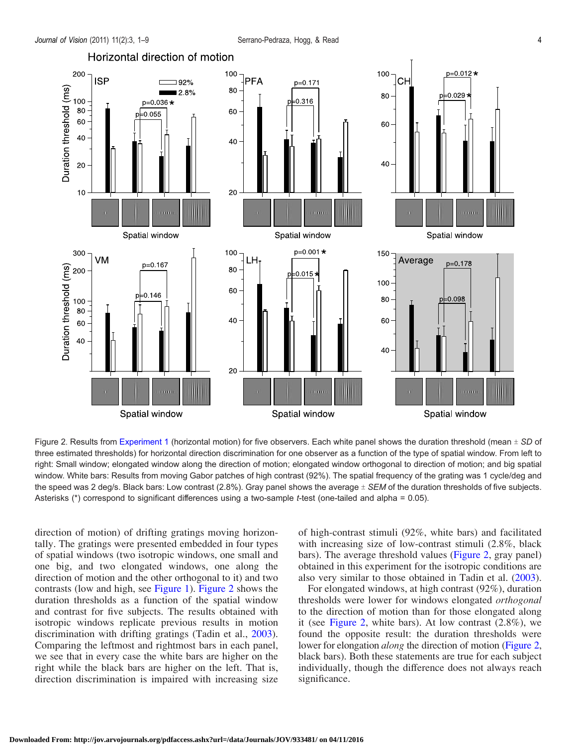Figure 2. Results from Experiment 1 (horizontal motion) for five observers. Each white panel shows the duration threshold (mean ± *SD* of three estimated thresholds) for horizontal direction discrimination for one observer as a function of the type of spatial window. From left to right: Small window; elongated window along the direction of motion; elongated window orthogonal to direction of motion; and big spatial window. White bars: Results from moving Gabor patches of high contrast (92%). The spatial frequency of the grating was 1 cycle/deg and the speed was 2 deg/s. Black bars: Low contrast (2.8%). Gray panel shows the average ± *SEM* of the duration thresholds of five subjects. Asterisks (*) correspond to significant differences using a two-sample *t*-test (one-tailed and alpha = 0.05).

direction of motion) of drifting gratings moving horizontally. The gratings were presented embedded in four types of spatial windows (two isotropic windows, one small and one big, and two elongated windows, one along the direction of motion and the other orthogonal to it) and two contrasts (low and high, see Figure 1). Figure 2 shows the duration thresholds as a function of the spatial window and contrast for five subjects. The results obtained with isotropic windows replicate previous results in motion discrimination with drifting gratings (Tadin et al., 2003). Comparing the leftmost and rightmost bars in each panel, we see that in every case the white bars are higher on the right while the black bars are higher on the left. That is, direction discrimination is impaired with increasing size of high-contrast stimuli (92%, white bars) and facilitated with increasing size of low-contrast stimuli (2.8%, black bars). The average threshold values (Figure 2, gray panel) obtained in this experiment for the isotropic conditions are also very similar to those obtained in Tadin et al. (2003).

For elongated windows, at high contrast (92%), duration thresholds were lower for windows elongated *orthogonal* to the direction of motion than for those elongated along it (see Figure 2, white bars). At low contrast (2.8%), we found the opposite result: the duration thresholds were lower for elongation *along* the direction of motion (Figure 2, black bars). Both these statements are true for each subject individually, though the difference does not always reach significance.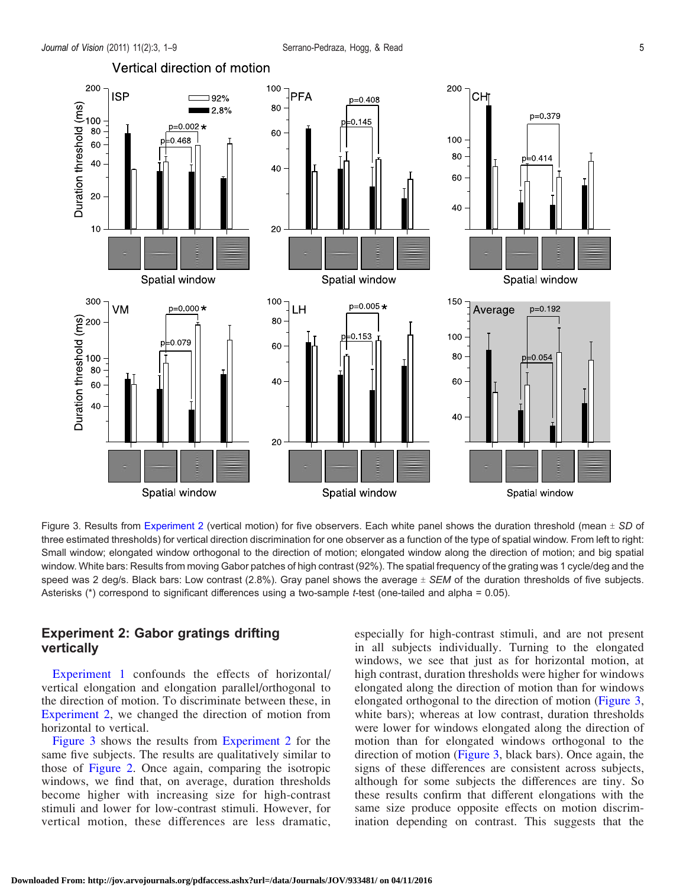Figure 3. Results from Experiment 2 (vertical motion) for five observers. Each white panel shows the duration threshold (mean ± *SD* of three estimated thresholds) for vertical direction discrimination for one observer as a function of the type of spatial window. From left to right: Small window; elongated window orthogonal to the direction of motion; elongated window along the direction of motion; and big spatial window. White bars: Results from moving Gabor patches of high contrast (92%). The spatial frequency of the grating was 1 cycle/deg and the speed was 2 deg/s. Black bars: Low contrast (2.8%). Gray panel shows the average ± *SEM* of the duration thresholds of five subjects. Asterisks (*) correspond to significant differences using a two-sample *t*-test (one-tailed and alpha = 0.05).

## Experiment 2: Gabor gratings drifting vertically

Experiment 1 confounds the effects of horizontal/vertical elongation and elongation parallel/orthogonal to the direction of motion. To discriminate between these, in Experiment 2, we changed the direction of motion from horizontal to vertical.

Figure 3 shows the results from Experiment 2 for the same five subjects. The results are qualitatively similar to those of Figure 2. Once again, comparing the isotropic windows, we find that, on average, duration thresholds become higher with increasing size for high-contrast stimuli and lower for low-contrast stimuli. However, for vertical motion, these differences are less dramatic, especially for high-contrast stimuli, and are not present in all subjects individually. Turning to the elongated windows, we see that just as for horizontal motion, at high contrast, duration thresholds were higher for windows elongated along the direction of motion than for windows elongated orthogonal to the direction of motion (Figure 3, white bars); whereas at low contrast, duration thresholds were lower for windows elongated along the direction of motion than for elongated windows orthogonal to the direction of motion (Figure 3, black bars). Once again, the signs of these differences are consistent across subjects, although for some subjects the differences are tiny. So these results confirm that different elongations with the same size produce opposite effects on motion discrimination depending on contrast. This suggests that the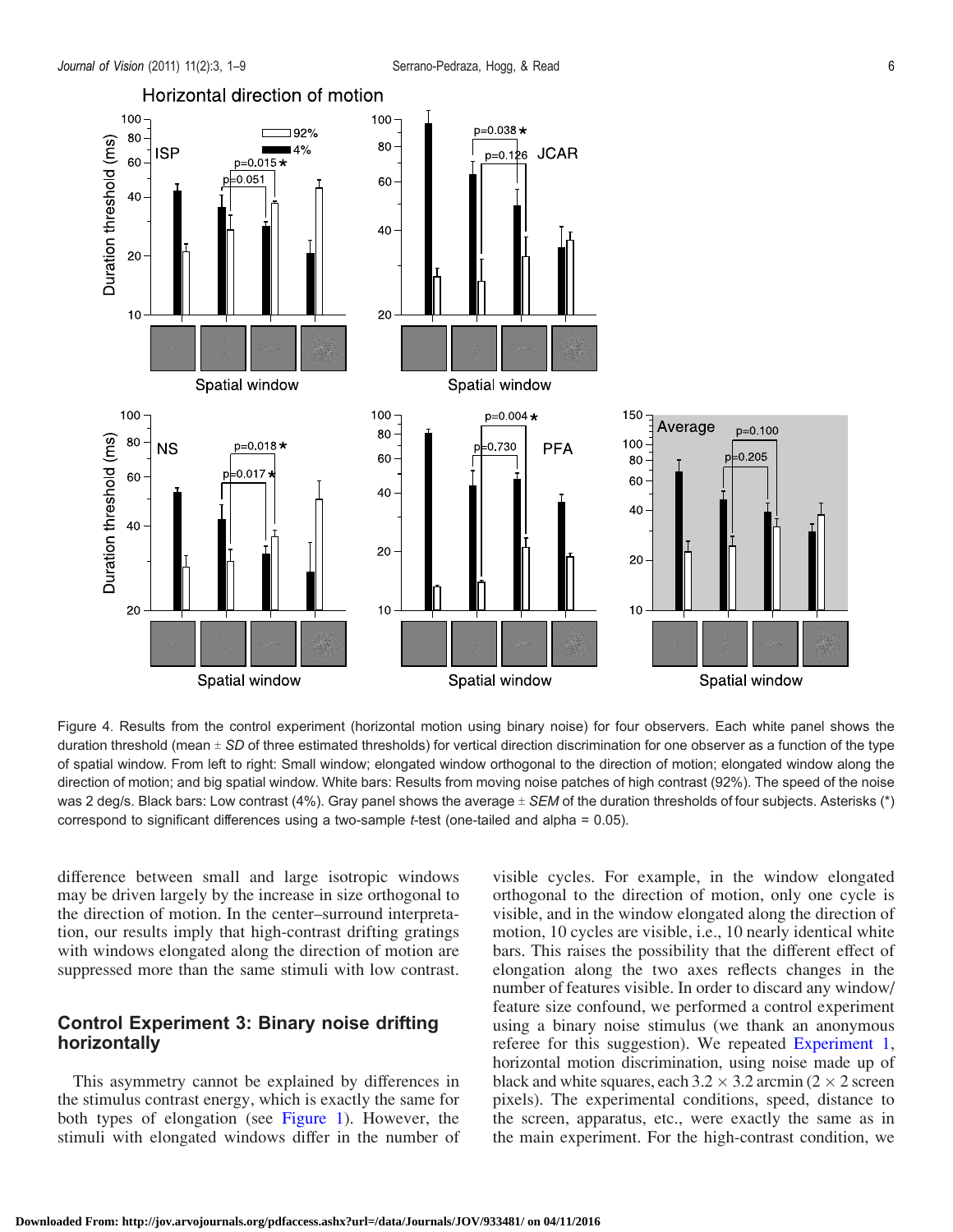Figure 4. Results from the control experiment (horizontal motion using binary noise) for four observers. Each white panel shows the duration threshold (mean ± *SD* of three estimated thresholds) for vertical direction discrimination for one observer as a function of the type of spatial window. From left to right: Small window; elongated window orthogonal to the direction of motion; elongated window along the direction of motion; and big spatial window. White bars: Results from moving noise patches of high contrast (92%). The speed of the noise was 2 deg/s. Black bars: Low contrast (4%). Gray panel shows the average ± *SEM* of the duration thresholds of four subjects. Asterisks (*) correspond to significant differences using a two-sample *t*-test (one-tailed and alpha = 0.05).

difference between small and large isotropic windows may be driven largely by the increase in size orthogonal to the direction of motion. In the center–surround interpretation, our results imply that high-contrast drifting gratings with windows elongated along the direction of motion are suppressed more than the same stimuli with low contrast.

## Control Experiment 3: Binary noise drifting horizontally

This asymmetry cannot be explained by differences in the stimulus contrast energy, which is exactly the same for both types of elongation (see Figure 1). However, the stimuli with elongated windows differ in the number of visible cycles. For example, in the window elongated orthogonal to the direction of motion, only one cycle is visible, and in the window elongated along the direction of motion, 10 cycles are visible, i.e., 10 nearly identical white bars. This raises the possibility that the different effect of elongation along the two axes reflects changes in the number of features visible. In order to discard any window/feature size confound, we performed a control experiment using a binary noise stimulus (we thank an anonymous referee for this suggestion). We repeated Experiment 1, horizontal motion discrimination, using noise made up of black and white squares, each $3.2 \times 3.2$ arcmin ($2 \times 2$ screen pixels). The experimental conditions, speed, distance to the screen, apparatus, etc., were exactly the same as in the main experiment. For the high-contrast condition, we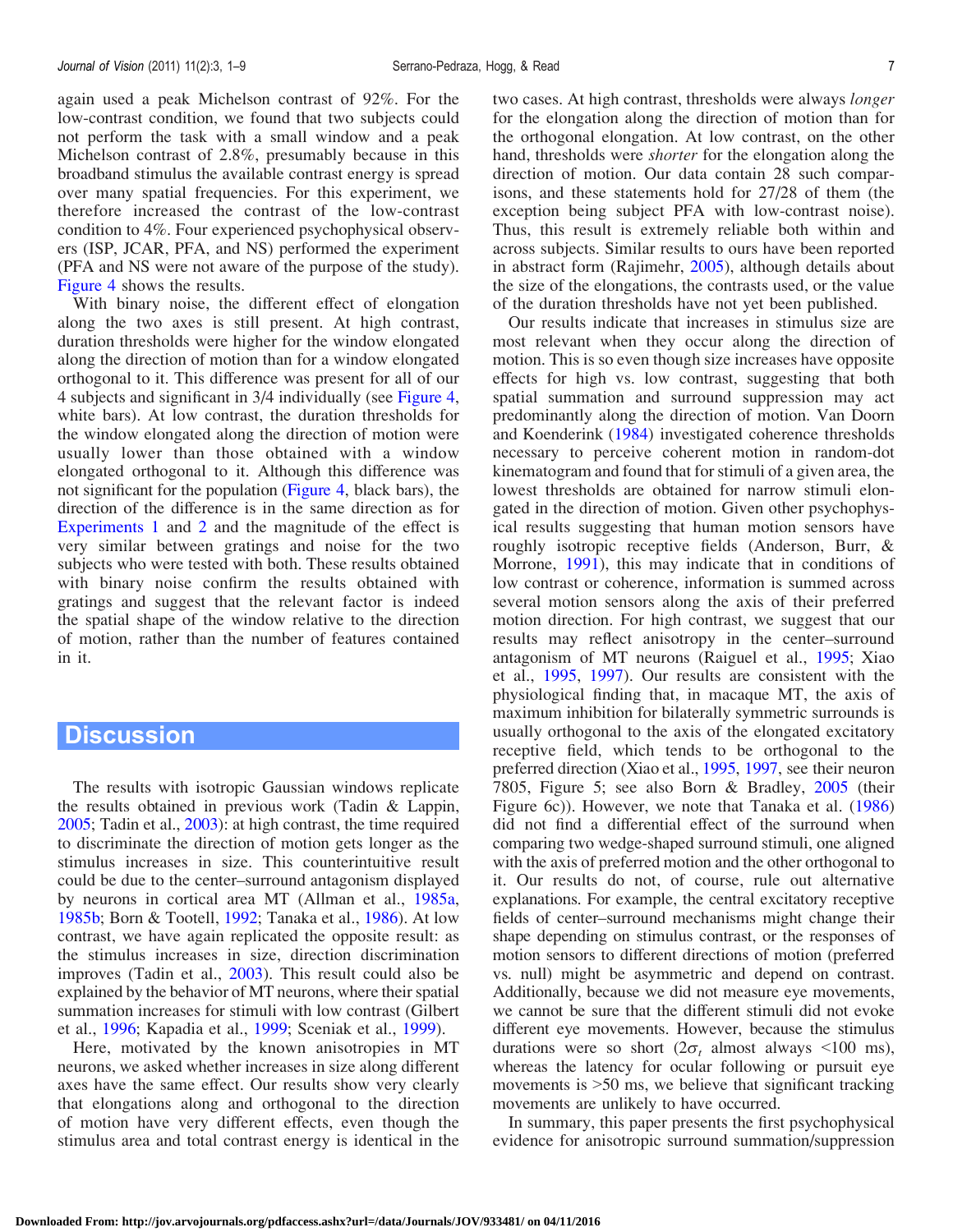again used a peak Michelson contrast of 92%. For the low-contrast condition, we found that two subjects could not perform the task with a small window and a peak Michelson contrast of 2.8%, presumably because in this broadband stimulus the available contrast energy is spread over many spatial frequencies. For this experiment, we therefore increased the contrast of the low-contrast condition to 4%. Four experienced psychophysical observers (ISP, JCAR, PFA, and NS) performed the experiment (PFA and NS were not aware of the purpose of the study). Figure 4 shows the results.

With binary noise, the different effect of elongation along the two axes is still present. At high contrast, duration thresholds were higher for the window elongated along the direction of motion than for a window elongated orthogonal to it. This difference was present for all of our 4 subjects and significant in 3/4 individually (see Figure 4, white bars). At low contrast, the duration thresholds for the window elongated along the direction of motion were usually lower than those obtained with a window elongated orthogonal to it. Although this difference was not significant for the population (Figure 4, black bars), the direction of the difference is in the same direction as for Experiments 1 and 2 and the magnitude of the effect is very similar between gratings and noise for the two subjects who were tested with both. These results obtained with binary noise confirm the results obtained with gratings and suggest that the relevant factor is indeed the spatial shape of the window relative to the direction of motion, rather than the number of features contained in it.

## Discussion

The results with isotropic Gaussian windows replicate the results obtained in previous work (Tadin & Lappin, 2005; Tadin et al., 2003): at high contrast, the time required to discriminate the direction of motion gets longer as the stimulus increases in size. This counterintuitive result could be due to the center–surround antagonism displayed by neurons in cortical area MT (Allman et al., 1985a, 1985b; Born & Tootell, 1992; Tanaka et al., 1986). At low contrast, we have again replicated the opposite result: as the stimulus increases in size, direction discrimination improves (Tadin et al., 2003). This result could also be explained by the behavior of MT neurons, where their spatial summation increases for stimuli with low contrast (Gilbert et al., 1996; Kapadia et al., 1999; Sceniak et al., 1999).

Here, motivated by the known anisotropies in MT neurons, we asked whether increases in size along different axes have the same effect. Our results show very clearly that elongations along and orthogonal to the direction of motion have very different effects, even though the stimulus area and total contrast energy is identical in the two cases. At high contrast, thresholds were always *longer* for the elongation along the direction of motion than for the orthogonal elongation. At low contrast, on the other hand, thresholds were *shorter* for the elongation along the direction of motion. Our data contain 28 such comparisons, and these statements hold for 27/28 of them (the exception being subject PFA with low-contrast noise). Thus, this result is extremely reliable both within and across subjects. Similar results to ours have been reported in abstract form (Rajimehr, 2005), although details about the size of the elongations, the contrasts used, or the value of the duration thresholds have not yet been published.

Our results indicate that increases in stimulus size are most relevant when they occur along the direction of motion. This is so even though size increases have opposite effects for high vs. low contrast, suggesting that both spatial summation and surround suppression may act predominantly along the direction of motion. Van Doorn and Koenderink (1984) investigated coherence thresholds necessary to perceive coherent motion in random-dot kinematogram and found that for stimuli of a given area, the lowest thresholds are obtained for narrow stimuli elongated in the direction of motion. Given other psychophysical results suggesting that human motion sensors have roughly isotropic receptive fields (Anderson, Burr, & Morrone, 1991), this may indicate that in conditions of low contrast or coherence, information is summed across several motion sensors along the axis of their preferred motion direction. For high contrast, we suggest that our results may reflect anisotropy in the center–surround antagonism of MT neurons (Raiguel et al., 1995; Xiao et al., 1995, 1997). Our results are consistent with the physiological finding that, in macaque MT, the axis of maximum inhibition for bilaterally symmetric surrounds is usually orthogonal to the axis of the elongated excitatory receptive field, which tends to be orthogonal to the preferred direction (Xiao et al., 1995, 1997, see their neuron 7805, Figure 5; see also Born & Bradley, 2005 (their Figure 6c)). However, we note that Tanaka et al. (1986) did not find a differential effect of the surround when comparing two wedge-shaped surround stimuli, one aligned with the axis of preferred motion and the other orthogonal to it. Our results do not, of course, rule out alternative explanations. For example, the central excitatory receptive fields of center–surround mechanisms might change their shape depending on stimulus contrast, or the responses of motion sensors to different directions of motion (preferred vs. null) might be asymmetric and depend on contrast. Additionally, because we did not measure eye movements, we cannot be sure that the different stimuli did not evoke different eye movements. However, because the stimulus durations were so short ($2\sigma_t$ almost always <100 ms), whereas the latency for ocular following or pursuit eye movements is >50 ms, we believe that significant tracking movements are unlikely to have occurred.

In summary, this paper presents the first psychophysical evidence for anisotropic surround summation/suppression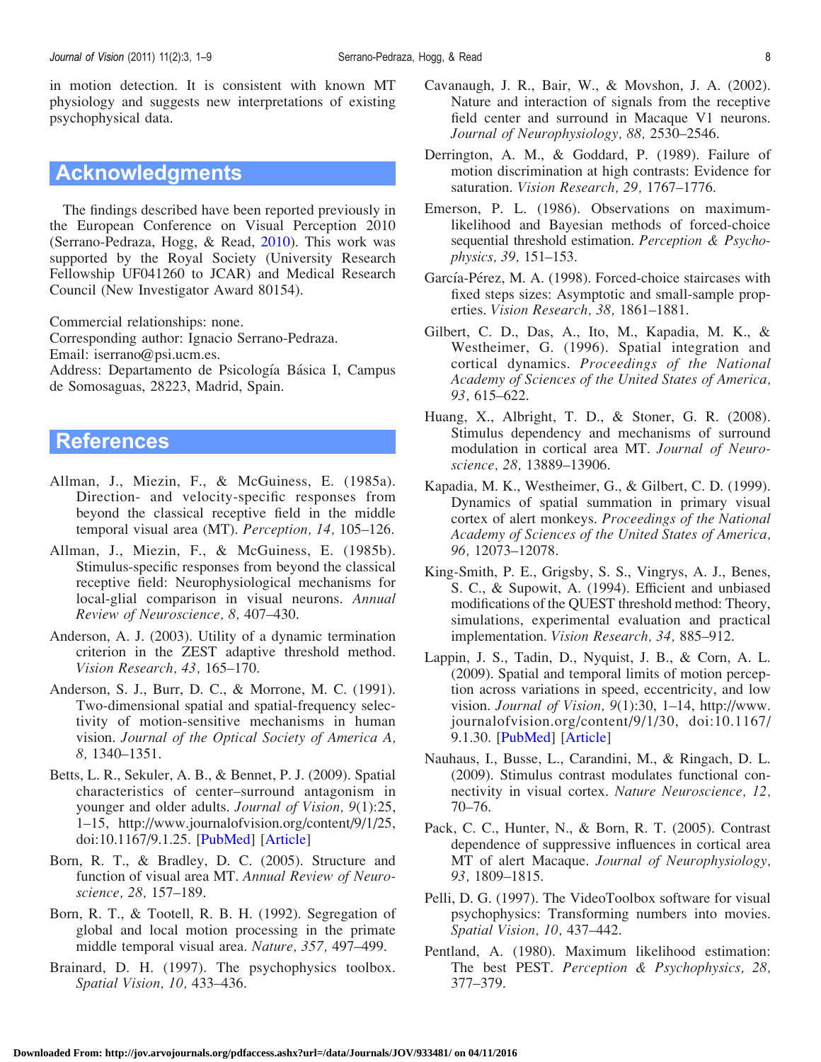in motion detection. It is consistent with known MT physiology and suggests new interpretations of existing psychophysical data.

## Acknowledgments

The findings described have been reported previously in the European Conference on Visual Perception 2010 (Serrano-Pedraza, Hogg, & Read, 2010). This work was supported by the Royal Society (University Research Fellowship UF041260 to JCAR) and Medical Research Council (New Investigator Award 80154).

Commercial relationships: none.
Corresponding author: Ignacio Serrano-Pedraza.
Email: iserrano@psi.ucm.es.
Address: Departamento de Psicología Básica I, Campus de Somosaguas, 28223, Madrid, Spain.

## References

Allman, J., Miezin, F., & McGuiness, E. (1985a). Direction- and velocity-specific responses from beyond the classical receptive field in the middle temporal visual area (MT). *Perception, 14,* 105–126.

Allman, J., Miezin, F., & McGuiness, E. (1985b). Stimulus-specific responses from beyond the classical receptive field: Neurophysiological mechanisms for local-glial comparison in visual neurons. *Annual Review of Neuroscience, 8,* 407–430.

Anderson, A. J. (2003). Utility of a dynamic termination criterion in the ZEST adaptive threshold method. *Vision Research, 43,* 165–170.

Anderson, S. J., Burr, D. C., & Morrone, M. C. (1991). Two-dimensional spatial and spatial-frequency selectivity of motion-sensitive mechanisms in human vision. *Journal of the Optical Society of America A, 8,* 1340–1351.

Betts, L. R., Sekuler, A. B., & Bennet, P. J. (2009). Spatial characteristics of center–surround antagonism in younger and older adults. *Journal of Vision, 9*(1):25, 1–15, http://www.journalofvision.org/content/9/1/25, doi:10.1167/9.1.25. [PubMed] [Article]

Born, R. T., & Bradley, D. C. (2005). Structure and function of visual area MT. *Annual Review of Neuroscience, 28,* 157–189.

Born, R. T., & Tootell, R. B. H. (1992). Segregation of global and local motion processing in the primate middle temporal visual area. *Nature, 357,* 497–499.

Brainard, D. H. (1997). The psychophysics toolbox. *Spatial Vision, 10,* 433–436.

Cavanaugh, J. R., Bair, W., & Movshon, J. A. (2002). Nature and interaction of signals from the receptive field center and surround in Macaque V1 neurons. *Journal of Neurophysiology, 88,* 2530–2546.

Derrington, A. M., & Goddard, P. (1989). Failure of motion discrimination at high contrasts: Evidence for saturation. *Vision Research, 29,* 1767–1776.

Emerson, P. L. (1986). Observations on maximum-likelihood and Bayesian methods of forced-choice sequential threshold estimation. *Perception & Psychophysics, 39,* 151–153.

García-Pérez, M. A. (1998). Forced-choice staircases with fixed steps sizes: Asymptotic and small-sample properties. *Vision Research, 38,* 1861–1881.

Gilbert, C. D., Das, A., Ito, M., Kapadia, M. K., & Westheimer, G. (1996). Spatial integration and cortical dynamics. *Proceedings of the National Academy of Sciences of the United States of America, 93,* 615–622.

Huang, X., Albright, T. D., & Stoner, G. R. (2008). Stimulus dependency and mechanisms of surround modulation in cortical area MT. *Journal of Neuroscience, 28,* 13889–13906.

Kapadia, M. K., Westheimer, G., & Gilbert, C. D. (1999). Dynamics of spatial summation in primary visual cortex of alert monkeys. *Proceedings of the National Academy of Sciences of the United States of America, 96,* 12073–12078.

King-Smith, P. E., Grigsby, S. S., Vingrys, A. J., Benes, S. C., & Supowit, A. (1994). Efficient and unbiased modifications of the QUEST threshold method: Theory, simulations, experimental evaluation and practical implementation. *Vision Research, 34,* 885–912.

Lappin, J. S., Tadin, D., Nyquist, J. B., & Corn, A. L. (2009). Spatial and temporal limits of motion perception across variations in speed, eccentricity, and low vision. *Journal of Vision, 9*(1):30, 1–14, http://www.journalofvision.org/content/9/1/30, doi:10.1167/9.1.30. [PubMed] [Article]

Nauhaus, I., Busse, L., Carandini, M., & Ringach, D. L. (2009). Stimulus contrast modulates functional connectivity in visual cortex. *Nature Neuroscience, 12,* 70–76.

Pack, C. C., Hunter, N., & Born, R. T. (2005). Contrast dependence of suppressive influences in cortical area MT of alert Macaque. *Journal of Neurophysiology, 93,* 1809–1815.

Pelli, D. G. (1997). The VideoToolbox software for visual psychophysics: Transforming numbers into movies. *Spatial Vision, 10,* 437–442.

Pentland, A. (1980). Maximum likelihood estimation: The best PEST. *Perception & Psychophysics, 28,* 377–379.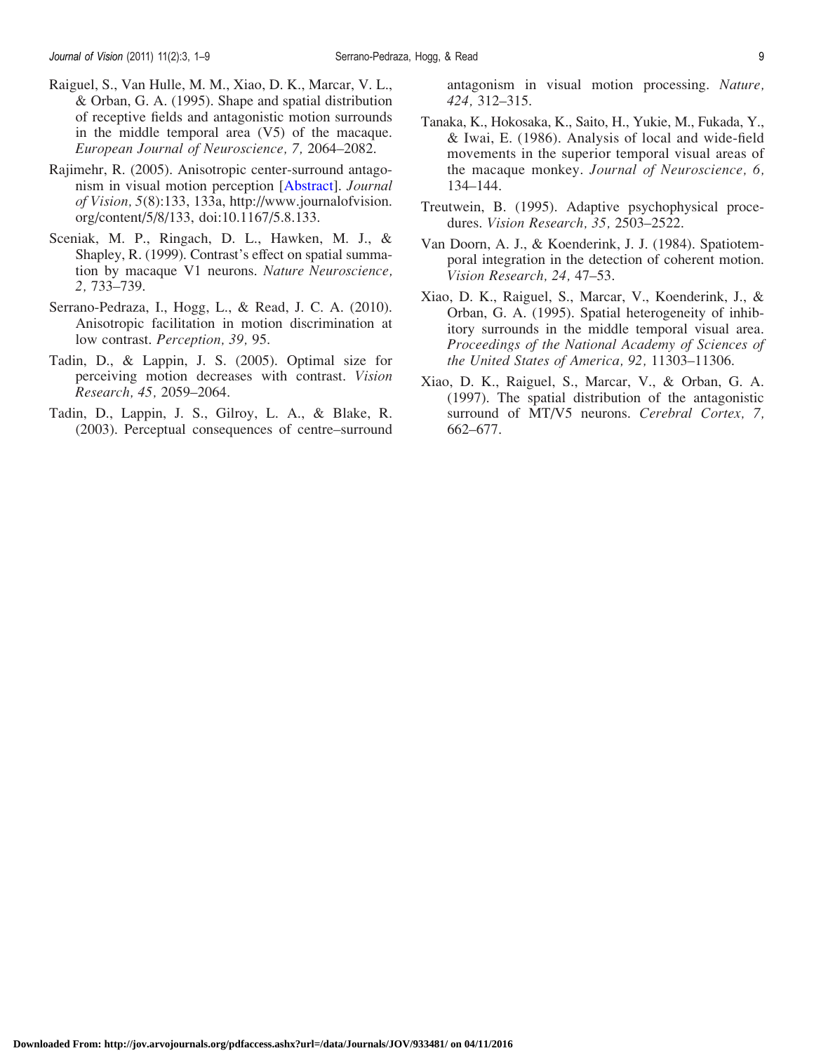Raiguel, S., Van Hulle, M. M., Xiao, D. K., Marcar, V. L., & Orban, G. A. (1995). Shape and spatial distribution of receptive fields and antagonistic motion surrounds in the middle temporal area (V5) of the macaque. *European Journal of Neuroscience, 7,* 2064–2082.

Rajimehr, R. (2005). Anisotropic center-surround antagonism in visual motion perception [Abstract]. *Journal of Vision, 5*(8):133, 133a, http://www.journalofvision.org/content/5/8/133, doi:10.1167/5.8.133.

Sceniak, M. P., Ringach, D. L., Hawken, M. J., & Shapley, R. (1999). Contrast's effect on spatial summation by macaque V1 neurons. *Nature Neuroscience, 2,* 733–739.

Serrano-Pedraza, I., Hogg, L., & Read, J. C. A. (2010). Anisotropic facilitation in motion discrimination at low contrast. *Perception, 39,* 95.

Tadin, D., & Lappin, J. S. (2005). Optimal size for perceiving motion decreases with contrast. *Vision Research, 45,* 2059–2064.

Tadin, D., Lappin, J. S., Gilroy, L. A., & Blake, R. (2003). Perceptual consequences of centre–surround antagonism in visual motion processing. *Nature, 424,* 312–315.

Tanaka, K., Hokosaka, K., Saito, H., Yukie, M., Fukada, Y., & Iwai, E. (1986). Analysis of local and wide-field movements in the superior temporal visual areas of the macaque monkey. *Journal of Neuroscience, 6,* 134–144.

Treutwein, B. (1995). Adaptive psychophysical procedures. *Vision Research, 35,* 2503–2522.

Van Doorn, A. J., & Koenderink, J. J. (1984). Spatiotemporal integration in the detection of coherent motion. *Vision Research, 24,* 47–53.

Xiao, D. K., Raiguel, S., Marcar, V., Koenderink, J., & Orban, G. A. (1995). Spatial heterogeneity of inhibitory surrounds in the middle temporal visual area. *Proceedings of the National Academy of Sciences of the United States of America, 92,* 11303–11306.

Xiao, D. K., Raiguel, S., Marcar, V., & Orban, G. A. (1997). The spatial distribution of the antagonistic surround of MT/V5 neurons. *Cerebral Cortex, 7,* 662–677.